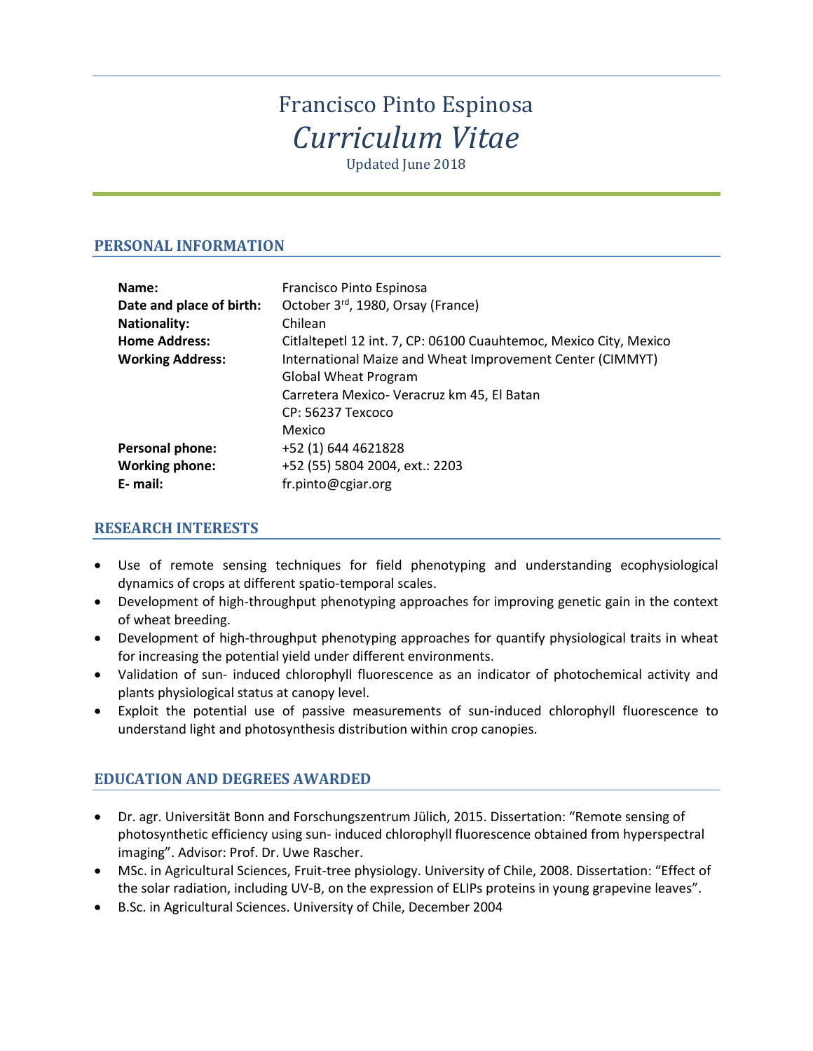# Francisco Pinto Espinosa

## *Curriculum Vitae*

Updated June 2018

## PERSONAL INFORMATION

| | |
|---|---|
| **Name:** | Francisco Pinto Espinosa |
| **Date and place of birth:** | October 3rd, 1980, Orsay (France) |
| **Nationality:** | Chilean |
| **Home Address:** | Citlaltepetl 12 int. 7, CP: 06100 Cuauhtemoc, Mexico City, Mexico |
| **Working Address:** | International Maize and Wheat Improvement Center (CIMMYT)<br>Global Wheat Program<br>Carretera Mexico- Veracruz km 45, El Batan<br>CP: 56237 Texcoco<br>Mexico |
| **Personal phone:** | +52 (1) 644 4621828 |
| **Working phone:** | +52 (55) 5804 2004, ext.: 2203 |
| **E- mail:** | fr.pinto@cgiar.org |

## RESEARCH INTERESTS

- Use of remote sensing techniques for field phenotyping and understanding ecophysiological dynamics of crops at different spatio-temporal scales.
- Development of high-throughput phenotyping approaches for improving genetic gain in the context of wheat breeding.
- Development of high-throughput phenotyping approaches for quantify physiological traits in wheat for increasing the potential yield under different environments.
- Validation of sun- induced chlorophyll fluorescence as an indicator of photochemical activity and plants physiological status at canopy level.
- Exploit the potential use of passive measurements of sun-induced chlorophyll fluorescence to understand light and photosynthesis distribution within crop canopies.

## EDUCATION AND DEGREES AWARDED

- Dr. agr. Universität Bonn and Forschungszentrum Jülich, 2015. Dissertation: "Remote sensing of photosynthetic efficiency using sun- induced chlorophyll fluorescence obtained from hyperspectral imaging". Advisor: Prof. Dr. Uwe Rascher.
- MSc. in Agricultural Sciences, Fruit-tree physiology. University of Chile, 2008. Dissertation: "Effect of the solar radiation, including UV-B, on the expression of ELIPs proteins in young grapevine leaves".
- B.Sc. in Agricultural Sciences. University of Chile, December 2004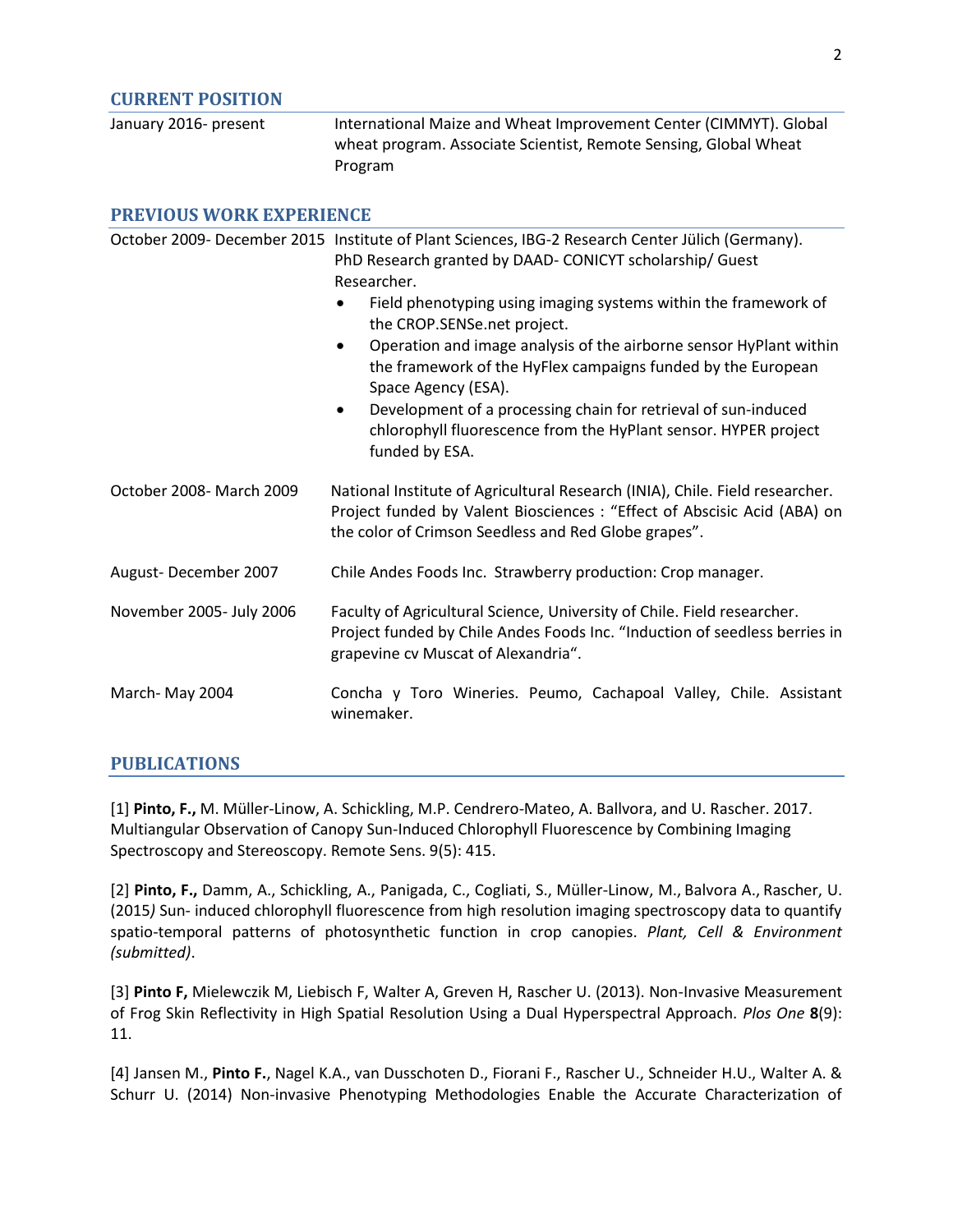## CURRENT POSITION

January 2016- present — International Maize and Wheat Improvement Center (CIMMYT). Global wheat program. Associate Scientist, Remote Sensing, Global Wheat Program

## PREVIOUS WORK EXPERIENCE

October 2009- December 2015 — Institute of Plant Sciences, IBG-2 Research Center Jülich (Germany). PhD Research granted by DAAD- CONICYT scholarship/ Guest Researcher.

- Field phenotyping using imaging systems within the framework of the CROP.SENSe.net project.
- Operation and image analysis of the airborne sensor HyPlant within the framework of the HyFlex campaigns funded by the European Space Agency (ESA).
- Development of a processing chain for retrieval of sun-induced chlorophyll fluorescence from the HyPlant sensor. HYPER project funded by ESA.

October 2008- March 2009 — National Institute of Agricultural Research (INIA), Chile. Field researcher. Project funded by Valent Biosciences : "Effect of Abscisic Acid (ABA) on the color of Crimson Seedless and Red Globe grapes".

August- December 2007 — Chile Andes Foods Inc. Strawberry production: Crop manager.

November 2005- July 2006 — Faculty of Agricultural Science, University of Chile. Field researcher. Project funded by Chile Andes Foods Inc. "Induction of seedless berries in grapevine cv Muscat of Alexandria".

March- May 2004 — Concha y Toro Wineries. Peumo, Cachapoal Valley, Chile. Assistant winemaker.

## PUBLICATIONS

[1] **Pinto, F.,** M. Müller-Linow, A. Schickling, M.P. Cendrero-Mateo, A. Ballvora, and U. Rascher. 2017. Multiangular Observation of Canopy Sun-Induced Chlorophyll Fluorescence by Combining Imaging Spectroscopy and Stereoscopy. Remote Sens. 9(5): 415.

[2] **Pinto, F.,** Damm, A., Schickling, A., Panigada, C., Cogliati, S., Müller-Linow, M., Balvora A., Rascher, U. (2015*)* Sun- induced chlorophyll fluorescence from high resolution imaging spectroscopy data to quantify spatio-temporal patterns of photosynthetic function in crop canopies. *Plant, Cell & Environment (submitted)*.

[3] **Pinto F,** Mielewczik M, Liebisch F, Walter A, Greven H, Rascher U. (2013). Non-Invasive Measurement of Frog Skin Reflectivity in High Spatial Resolution Using a Dual Hyperspectral Approach. *Plos One* **8**(9): 11.

[4] Jansen M., **Pinto F.**, Nagel K.A., van Dusschoten D., Fiorani F., Rascher U., Schneider H.U., Walter A. & Schurr U. (2014) Non-invasive Phenotyping Methodologies Enable the Accurate Characterization of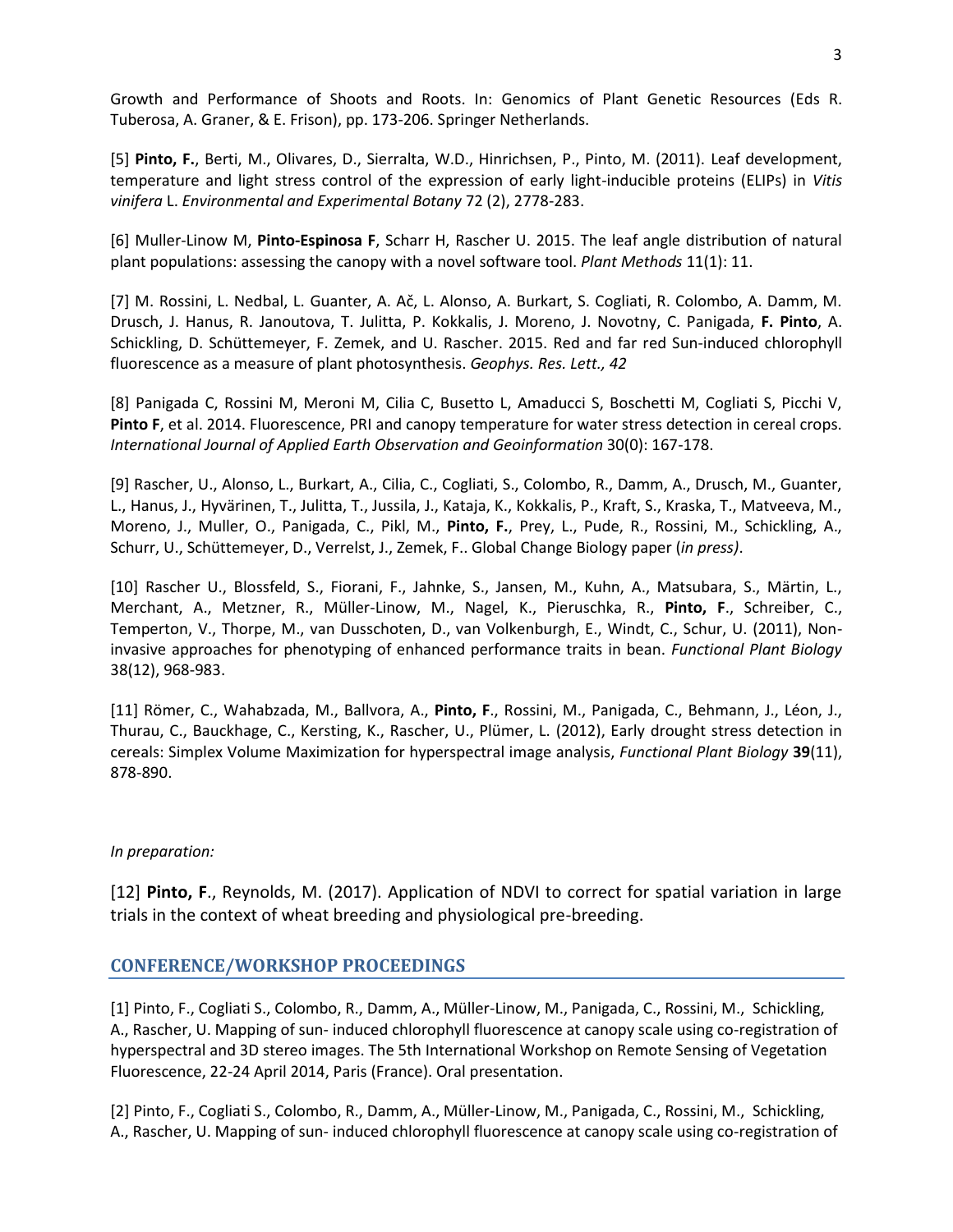Growth and Performance of Shoots and Roots. In: Genomics of Plant Genetic Resources (Eds R. Tuberosa, A. Graner, & E. Frison), pp. 173-206. Springer Netherlands.

[5] **Pinto, F.**, Berti, M., Olivares, D., Sierralta, W.D., Hinrichsen, P., Pinto, M. (2011). Leaf development, temperature and light stress control of the expression of early light-inducible proteins (ELIPs) in *Vitis vinifera* L. *Environmental and Experimental Botany* 72 (2), 2778-283.

[6] Muller-Linow M, **Pinto-Espinosa F**, Scharr H, Rascher U. 2015. The leaf angle distribution of natural plant populations: assessing the canopy with a novel software tool. *Plant Methods* 11(1): 11.

[7] M. Rossini, L. Nedbal, L. Guanter, A. Ač, L. Alonso, A. Burkart, S. Cogliati, R. Colombo, A. Damm, M. Drusch, J. Hanus, R. Janoutova, T. Julitta, P. Kokkalis, J. Moreno, J. Novotny, C. Panigada, **F. Pinto**, A. Schickling, D. Schüttemeyer, F. Zemek, and U. Rascher. 2015. Red and far red Sun-induced chlorophyll fluorescence as a measure of plant photosynthesis. *Geophys. Res. Lett., 42*

[8] Panigada C, Rossini M, Meroni M, Cilia C, Busetto L, Amaducci S, Boschetti M, Cogliati S, Picchi V, **Pinto F**, et al. 2014. Fluorescence, PRI and canopy temperature for water stress detection in cereal crops. *International Journal of Applied Earth Observation and Geoinformation* 30(0): 167-178.

[9] Rascher, U., Alonso, L., Burkart, A., Cilia, C., Cogliati, S., Colombo, R., Damm, A., Drusch, M., Guanter, L., Hanus, J., Hyvärinen, T., Julitta, T., Jussila, J., Kataja, K., Kokkalis, P., Kraft, S., Kraska, T., Matveeva, M., Moreno, J., Muller, O., Panigada, C., Pikl, M., **Pinto, F.**, Prey, L., Pude, R., Rossini, M., Schickling, A., Schurr, U., Schüttemeyer, D., Verrelst, J., Zemek, F.. Global Change Biology paper (*in press)*.

[10] Rascher U., Blossfeld, S., Fiorani, F., Jahnke, S., Jansen, M., Kuhn, A., Matsubara, S., Märtin, L., Merchant, A., Metzner, R., Müller-Linow, M., Nagel, K., Pieruschka, R., **Pinto, F**., Schreiber, C., Temperton, V., Thorpe, M., van Dusschoten, D., van Volkenburgh, E., Windt, C., Schur, U. (2011), Non-invasive approaches for phenotyping of enhanced performance traits in bean. *Functional Plant Biology* 38(12), 968-983.

[11] Römer, C., Wahabzada, M., Ballvora, A., **Pinto, F**., Rossini, M., Panigada, C., Behmann, J., Léon, J., Thurau, C., Bauckhage, C., Kersting, K., Rascher, U., Plümer, L. (2012), Early drought stress detection in cereals: Simplex Volume Maximization for hyperspectral image analysis, *Functional Plant Biology* **39**(11), 878-890.

*In preparation:*

[12] **Pinto, F**., Reynolds, M. (2017). Application of NDVI to correct for spatial variation in large trials in the context of wheat breeding and physiological pre-breeding.

## CONFERENCE/WORKSHOP PROCEEDINGS

[1] Pinto, F., Cogliati S., Colombo, R., Damm, A., Müller-Linow, M., Panigada, C., Rossini, M., Schickling, A., Rascher, U. Mapping of sun- induced chlorophyll fluorescence at canopy scale using co-registration of hyperspectral and 3D stereo images. The 5th International Workshop on Remote Sensing of Vegetation Fluorescence, 22-24 April 2014, Paris (France). Oral presentation.

[2] Pinto, F., Cogliati S., Colombo, R., Damm, A., Müller-Linow, M., Panigada, C., Rossini, M., Schickling, A., Rascher, U. Mapping of sun- induced chlorophyll fluorescence at canopy scale using co-registration of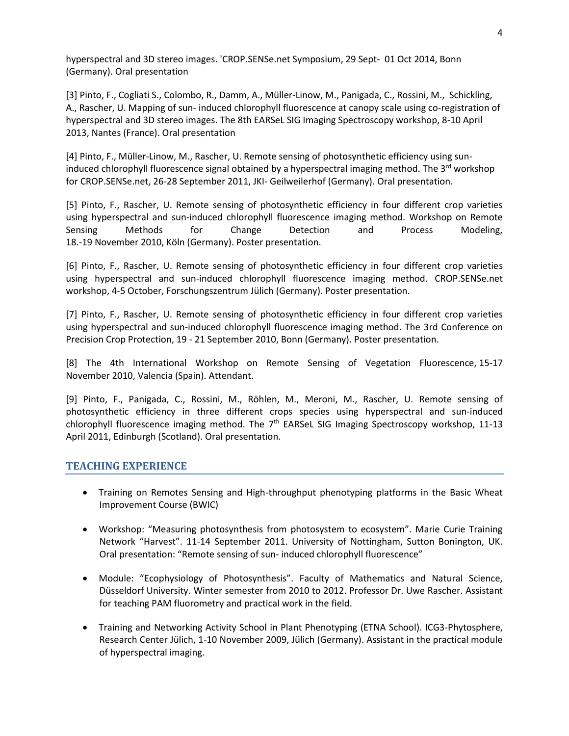hyperspectral and 3D stereo images. 'CROP.SENSe.net Symposium, 29 Sept- 01 Oct 2014, Bonn (Germany). Oral presentation

[3] Pinto, F., Cogliati S., Colombo, R., Damm, A., Müller-Linow, M., Panigada, C., Rossini, M., Schickling, A., Rascher, U. Mapping of sun- induced chlorophyll fluorescence at canopy scale using co-registration of hyperspectral and 3D stereo images. The 8th EARSeL SIG Imaging Spectroscopy workshop, 8-10 April 2013, Nantes (France). Oral presentation

[4] Pinto, F., Müller-Linow, M., Rascher, U. Remote sensing of photosynthetic efficiency using sun-induced chlorophyll fluorescence signal obtained by a hyperspectral imaging method. The 3rd workshop for CROP.SENSe.net, 26-28 September 2011, JKI- Geilweilerhof (Germany). Oral presentation.

[5] Pinto, F., Rascher, U. Remote sensing of photosynthetic efficiency in four different crop varieties using hyperspectral and sun-induced chlorophyll fluorescence imaging method. Workshop on Remote Sensing Methods for Change Detection and Process Modeling, 18.-19 November 2010, Köln (Germany). Poster presentation.

[6] Pinto, F., Rascher, U. Remote sensing of photosynthetic efficiency in four different crop varieties using hyperspectral and sun-induced chlorophyll fluorescence imaging method. CROP.SENSe.net workshop, 4-5 October, Forschungszentrum Jülich (Germany). Poster presentation.

[7] Pinto, F., Rascher, U. Remote sensing of photosynthetic efficiency in four different crop varieties using hyperspectral and sun-induced chlorophyll fluorescence imaging method. The 3rd Conference on Precision Crop Protection, 19 - 21 September 2010, Bonn (Germany). Poster presentation.

[8] The 4th International Workshop on Remote Sensing of Vegetation Fluorescence, 15-17 November 2010, Valencia (Spain). Attendant.

[9] Pinto, F., Panigada, C., Rossini, M., Röhlen, M., Meroni, M., Rascher, U. Remote sensing of photosynthetic efficiency in three different crops species using hyperspectral and sun-induced chlorophyll fluorescence imaging method. The 7th EARSeL SIG Imaging Spectroscopy workshop, 11-13 April 2011, Edinburgh (Scotland). Oral presentation.

## TEACHING EXPERIENCE

- Training on Remotes Sensing and High-throughput phenotyping platforms in the Basic Wheat Improvement Course (BWIC)
- Workshop: "Measuring photosynthesis from photosystem to ecosystem". Marie Curie Training Network "Harvest". 11-14 September 2011. University of Nottingham, Sutton Bonington, UK. Oral presentation: "Remote sensing of sun- induced chlorophyll fluorescence"
- Module: "Ecophysiology of Photosynthesis". Faculty of Mathematics and Natural Science, Düsseldorf University. Winter semester from 2010 to 2012. Professor Dr. Uwe Rascher. Assistant for teaching PAM fluorometry and practical work in the field.
- Training and Networking Activity School in Plant Phenotyping (ETNA School). ICG3-Phytosphere, Research Center Jülich, 1-10 November 2009, Jülich (Germany). Assistant in the practical module of hyperspectral imaging.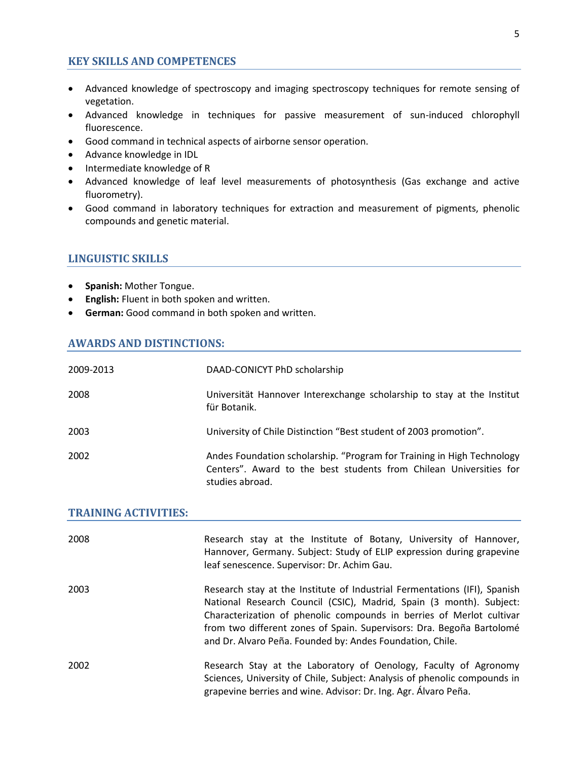## KEY SKILLS AND COMPETENCES

- Advanced knowledge of spectroscopy and imaging spectroscopy techniques for remote sensing of vegetation.
- Advanced knowledge in techniques for passive measurement of sun-induced chlorophyll fluorescence.
- Good command in technical aspects of airborne sensor operation.
- Advance knowledge in IDL
- Intermediate knowledge of R
- Advanced knowledge of leaf level measurements of photosynthesis (Gas exchange and active fluorometry).
- Good command in laboratory techniques for extraction and measurement of pigments, phenolic compounds and genetic material.

## LINGUISTIC SKILLS

- **Spanish:** Mother Tongue.
- **English:** Fluent in both spoken and written.
- **German:** Good command in both spoken and written.

## AWARDS AND DISTINCTIONS:

| | |
|---|---|
| 2009-2013 | DAAD-CONICYT PhD scholarship |
| 2008 | Universität Hannover Interexchange scholarship to stay at the Institut für Botanik. |
| 2003 | University of Chile Distinction "Best student of 2003 promotion". |
| 2002 | Andes Foundation scholarship. "Program for Training in High Technology Centers". Award to the best students from Chilean Universities for studies abroad. |

## TRAINING ACTIVITIES:

| | |
|---|---|
| 2008 | Research stay at the Institute of Botany, University of Hannover, Hannover, Germany. Subject: Study of ELIP expression during grapevine leaf senescence. Supervisor: Dr. Achim Gau. |
| 2003 | Research stay at the Institute of Industrial Fermentations (IFI), Spanish National Research Council (CSIC), Madrid, Spain (3 month). Subject: Characterization of phenolic compounds in berries of Merlot cultivar from two different zones of Spain. Supervisors: Dra. Begoña Bartolomé and Dr. Alvaro Peña. Founded by: Andes Foundation, Chile. |
| 2002 | Research Stay at the Laboratory of Oenology, Faculty of Agronomy Sciences, University of Chile, Subject: Analysis of phenolic compounds in grapevine berries and wine. Advisor: Dr. Ing. Agr. Álvaro Peña. |